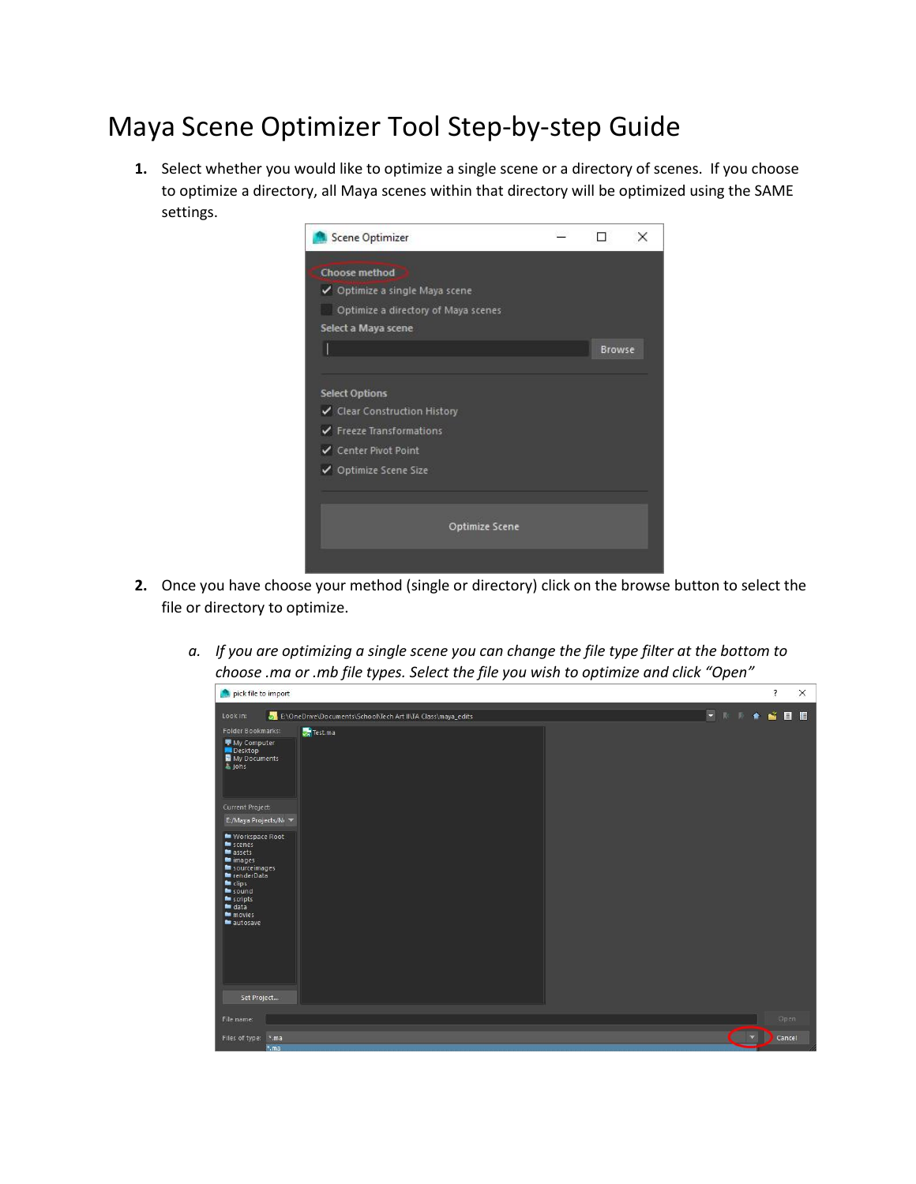# Maya Scene Optimizer Tool Step-by-step Guide

1. Select whether you would like to optimize a single scene or a directory of scenes. If you choose to optimize a directory, all Maya scenes within that directory will be optimized using the SAME settings.

2. Once you have choose your method (single or directory) click on the browse button to select the file or directory to optimize.

   a. *If you are optimizing a single scene you can change the file type filter at the bottom to choose .ma or .mb file types. Select the file you wish to optimize and click "Open"*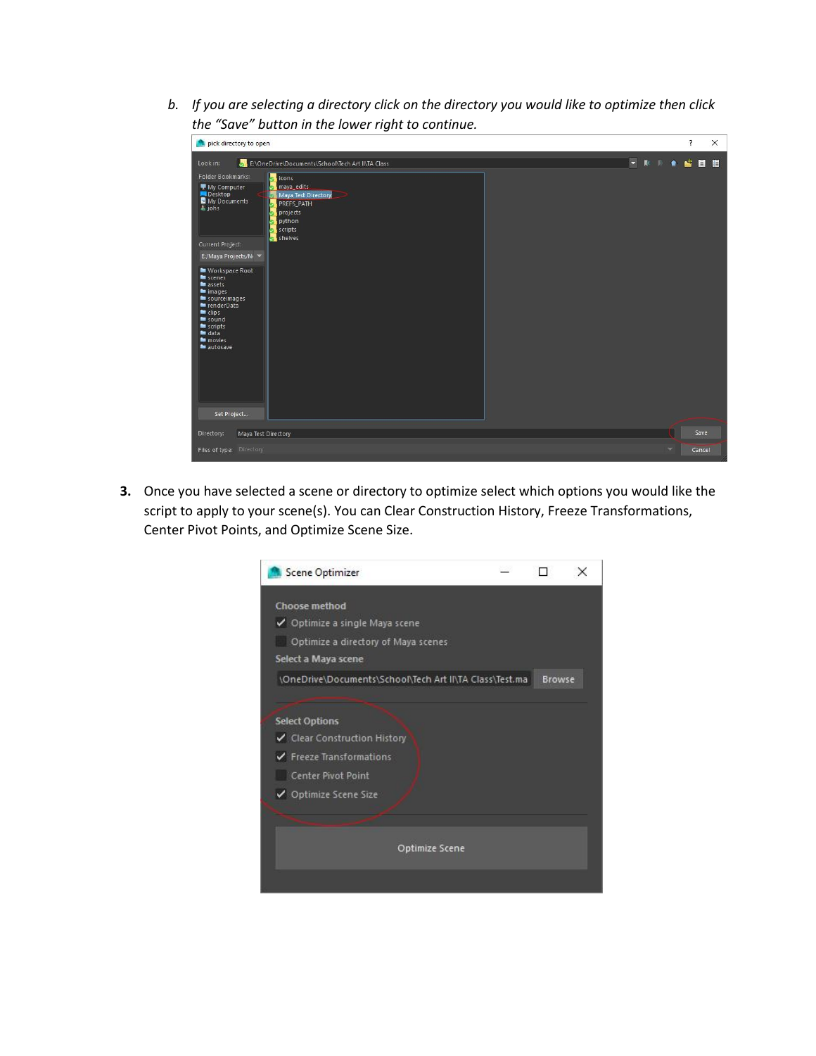b. *If you are selecting a directory click on the directory you would like to optimize then click the "Save" button in the lower right to continue.*

3. Once you have selected a scene or directory to optimize select which options you would like the script to apply to your scene(s). You can Clear Construction History, Freeze Transformations, Center Pivot Points, and Optimize Scene Size.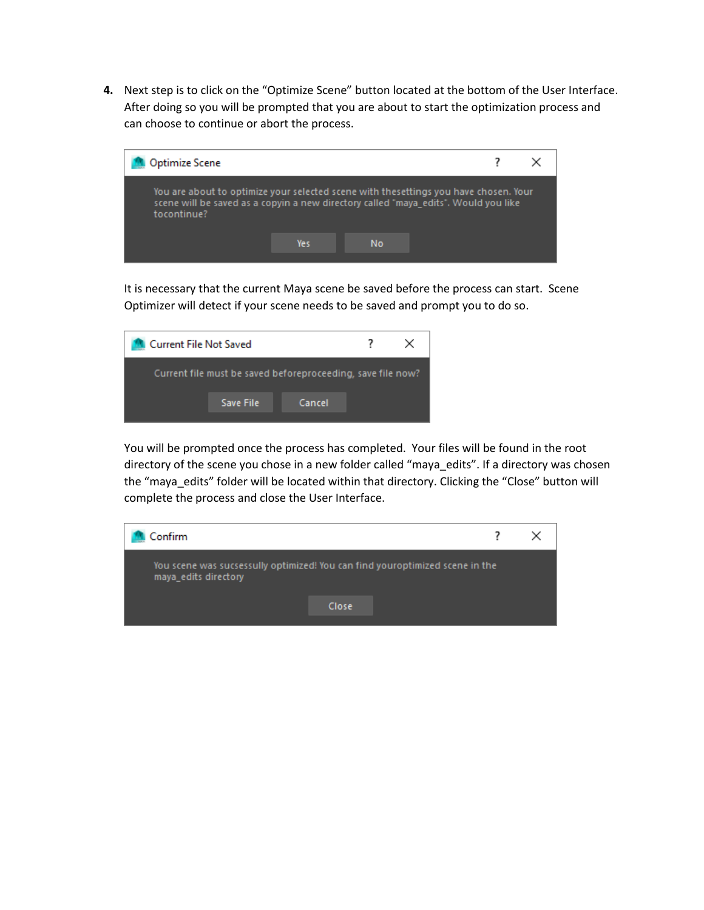4. Next step is to click on the "Optimize Scene" button located at the bottom of the User Interface. After doing so you will be prompted that you are about to start the optimization process and can choose to continue or abort the process.

Optimize Scene

You are about to optimize your selected scene with thesettings you have chosen. Your scene will be saved as a copyin a new directory called "maya_edits". Would you like tocontinue?

Yes No

It is necessary that the current Maya scene be saved before the process can start. Scene Optimizer will detect if your scene needs to be saved and prompt you to do so.

Current File Not Saved

Current file must be saved beforeproceeding, save file now?

Save File Cancel

You will be prompted once the process has completed. Your files will be found in the root directory of the scene you chose in a new folder called "maya_edits". If a directory was chosen the "maya_edits" folder will be located within that directory. Clicking the "Close" button will complete the process and close the User Interface.

Confirm

You scene was sucsessully optimized! You can find youroptimized scene in the maya_edits directory

Close